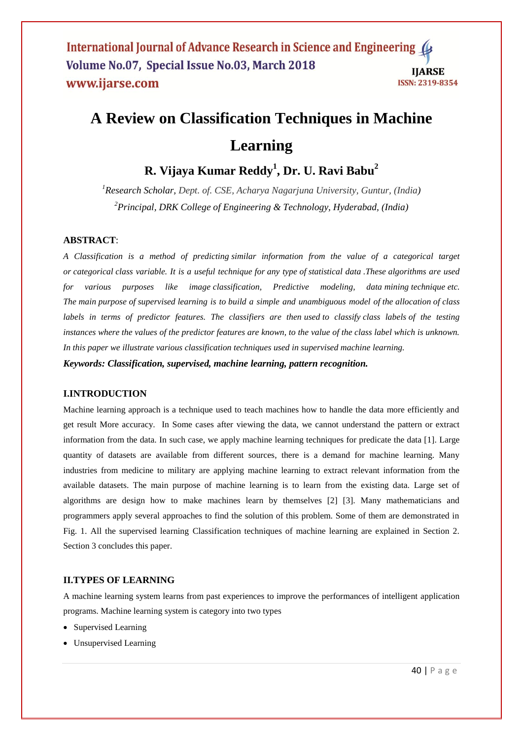# A Review on Classification Techniques in Machine Learning

## R. Vijaya Kumar Reddy[1], Dr. U. Ravi Babu[2]

*[1]Research Scholar, Dept. of. CSE, Acharya Nagarjuna University, Guntur, (India)*
*[2]Principal, DRK College of Engineering & Technology, Hyderabad, (India)*

**ABSTRACT**:

*A Classification is a method of predicting similar information from the value of a categorical target or categorical class variable. It is a useful technique for any type of statistical data .These algorithms are used for various purposes like image classification, Predictive modeling, data mining technique etc. The main purpose of supervised learning is to build a simple and unambiguous model of the allocation of class labels in terms of predictor features. The classifiers are then used to classify class labels of the testing instances where the values of the predictor features are known, to the value of the class label which is unknown. In this paper we illustrate various classification techniques used in supervised machine learning.*

***Keywords: Classification, supervised, machine learning, pattern recognition.***

### I.INTRODUCTION

Machine learning approach is a technique used to teach machines how to handle the data more efficiently and get result More accuracy. In Some cases after viewing the data, we cannot understand the pattern or extract information from the data. In such case, we apply machine learning techniques for predicate the data [1]. Large quantity of datasets are available from different sources, there is a demand for machine learning. Many industries from medicine to military are applying machine learning to extract relevant information from the available datasets. The main purpose of machine learning is to learn from the existing data. Large set of algorithms are design how to make machines learn by themselves [2] [3]. Many mathematicians and programmers apply several approaches to find the solution of this problem. Some of them are demonstrated in Fig. 1. All the supervised learning Classification techniques of machine learning are explained in Section 2. Section 3 concludes this paper.

### II.TYPES OF LEARNING

A machine learning system learns from past experiences to improve the performances of intelligent application programs. Machine learning system is category into two types

- Supervised Learning
- Unsupervised Learning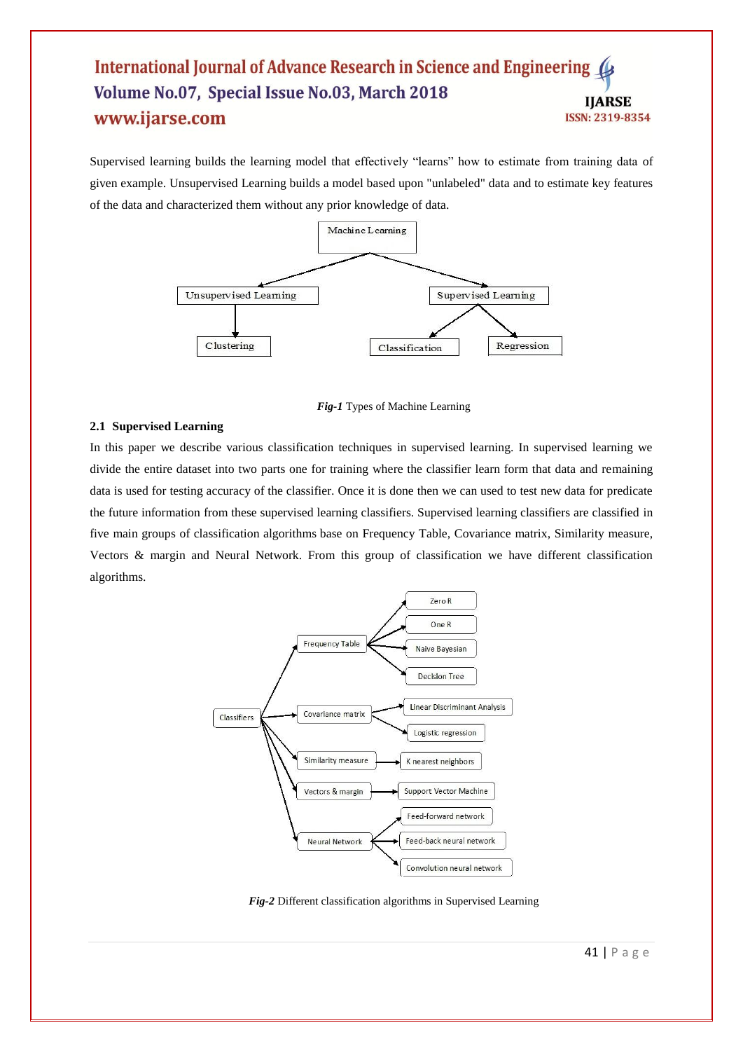Supervised learning builds the learning model that effectively "learns" how to estimate from training data of given example. Unsupervised Learning builds a model based upon "unlabeled" data and to estimate key features of the data and characterized them without any prior knowledge of data.

***Fig-1*** Types of Machine Learning

### 2.1 Supervised Learning

In this paper we describe various classification techniques in supervised learning. In supervised learning we divide the entire dataset into two parts one for training where the classifier learn form that data and remaining data is used for testing accuracy of the classifier. Once it is done then we can used to test new data for predicate the future information from these supervised learning classifiers. Supervised learning classifiers are classified in five main groups of classification algorithms base on Frequency Table, Covariance matrix, Similarity measure, Vectors & margin and Neural Network. From this group of classification we have different classification algorithms.

***Fig-2*** Different classification algorithms in Supervised Learning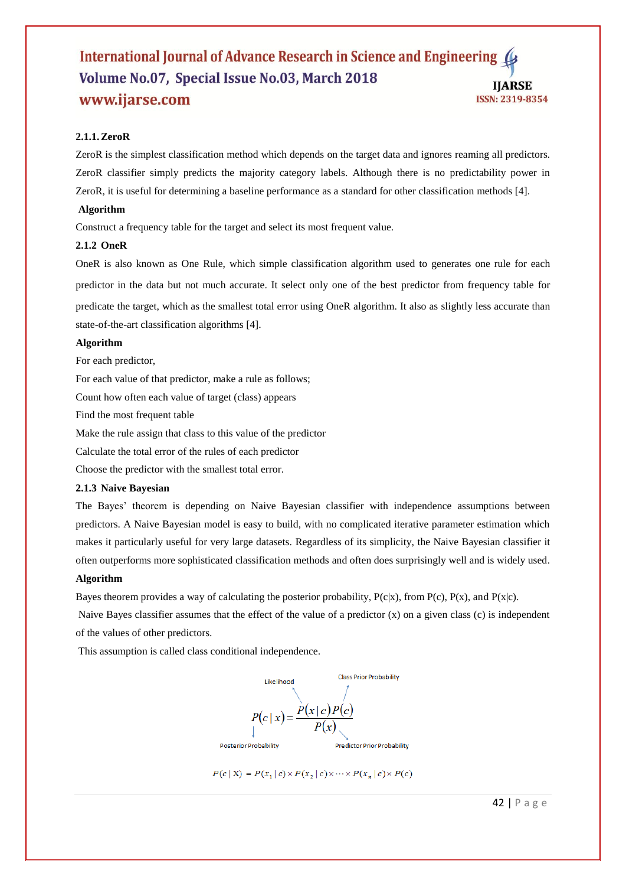### 2.1.1. ZeroR

ZeroR is the simplest classification method which depends on the target data and ignores reaming all predictors. ZeroR classifier simply predicts the majority category labels. Although there is no predictability power in ZeroR, it is useful for determining a baseline performance as a standard for other classification methods [4].

**Algorithm**

Construct a frequency table for the target and select its most frequent value.

### 2.1.2 OneR

OneR is also known as One Rule, which simple classification algorithm used to generates one rule for each predictor in the data but not much accurate. It select only one of the best predictor from frequency table for predicate the target, which as the smallest total error using OneR algorithm. It also as slightly less accurate than state-of-the-art classification algorithms [4].

**Algorithm**

For each predictor,

For each value of that predictor, make a rule as follows;

Count how often each value of target (class) appears

Find the most frequent table

Make the rule assign that class to this value of the predictor

Calculate the total error of the rules of each predictor

Choose the predictor with the smallest total error.

### 2.1.3 Naive Bayesian

The Bayes' theorem is depending on Naive Bayesian classifier with independence assumptions between predictors. A Naive Bayesian model is easy to build, with no complicated iterative parameter estimation which makes it particularly useful for very large datasets. Regardless of its simplicity, the Naive Bayesian classifier it often outperforms more sophisticated classification methods and often does surprisingly well and is widely used.

**Algorithm**

Bayes theorem provides a way of calculating the posterior probability, P(c|x), from P(c), P(x), and P(x|c).

Naive Bayes classifier assumes that the effect of the value of a predictor (x) on a given class (c) is independent of the values of other predictors.

This assumption is called class conditional independence.

Likelihood, Class Prior Probability, Posterior Probability, Predictor Prior Probability

$$P(c \mid x) = \frac{P(x \mid c)P(c)}{P(x)}$$

$$P(c \mid \mathrm{X}) = P(x_1 \mid c) \times P(x_2 \mid c) \times \cdots \times P(x_n \mid c) \times P(c)$$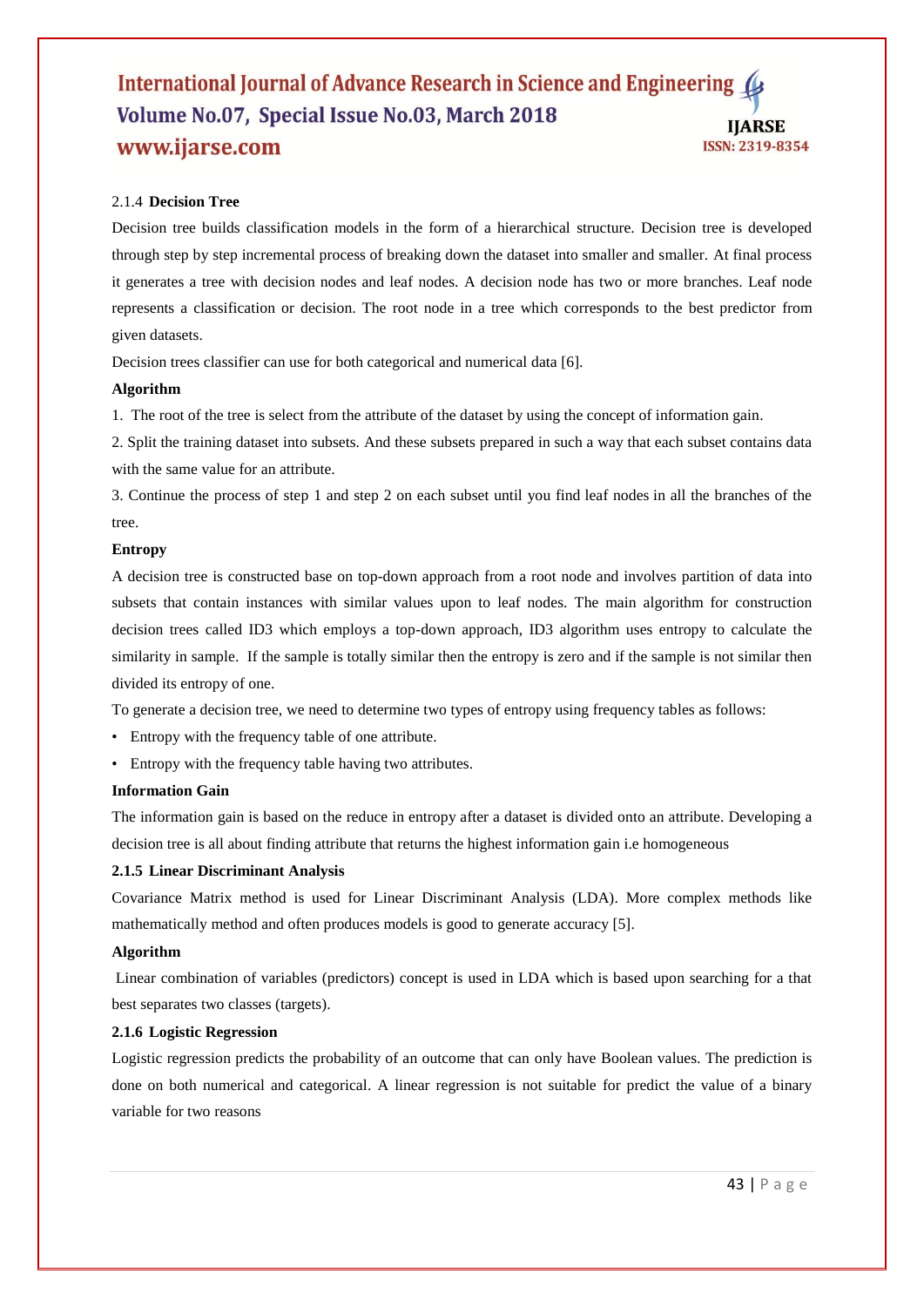### 2.1.4 **Decision Tree**

Decision tree builds classification models in the form of a hierarchical structure. Decision tree is developed through step by step incremental process of breaking down the dataset into smaller and smaller. At final process it generates a tree with decision nodes and leaf nodes. A decision node has two or more branches. Leaf node represents a classification or decision. The root node in a tree which corresponds to the best predictor from given datasets.

Decision trees classifier can use for both categorical and numerical data [6].

**Algorithm**

1. The root of the tree is select from the attribute of the dataset by using the concept of information gain.
2. Split the training dataset into subsets. And these subsets prepared in such a way that each subset contains data with the same value for an attribute.
3. Continue the process of step 1 and step 2 on each subset until you find leaf nodes in all the branches of the tree.

**Entropy**

A decision tree is constructed base on top-down approach from a root node and involves partition of data into subsets that contain instances with similar values upon to leaf nodes. The main algorithm for construction decision trees called ID3 which employs a top-down approach, ID3 algorithm uses entropy to calculate the similarity in sample. If the sample is totally similar then the entropy is zero and if the sample is not similar then divided its entropy of one.

To generate a decision tree, we need to determine two types of entropy using frequency tables as follows:

- Entropy with the frequency table of one attribute.
- Entropy with the frequency table having two attributes.

**Information Gain**

The information gain is based on the reduce in entropy after a dataset is divided onto an attribute. Developing a decision tree is all about finding attribute that returns the highest information gain i.e homogeneous

### 2.1.5 Linear Discriminant Analysis

Covariance Matrix method is used for Linear Discriminant Analysis (LDA). More complex methods like mathematically method and often produces models is good to generate accuracy [5].

**Algorithm**

Linear combination of variables (predictors) concept is used in LDA which is based upon searching for a that best separates two classes (targets).

### 2.1.6 Logistic Regression

Logistic regression predicts the probability of an outcome that can only have Boolean values. The prediction is done on both numerical and categorical. A linear regression is not suitable for predict the value of a binary variable for two reasons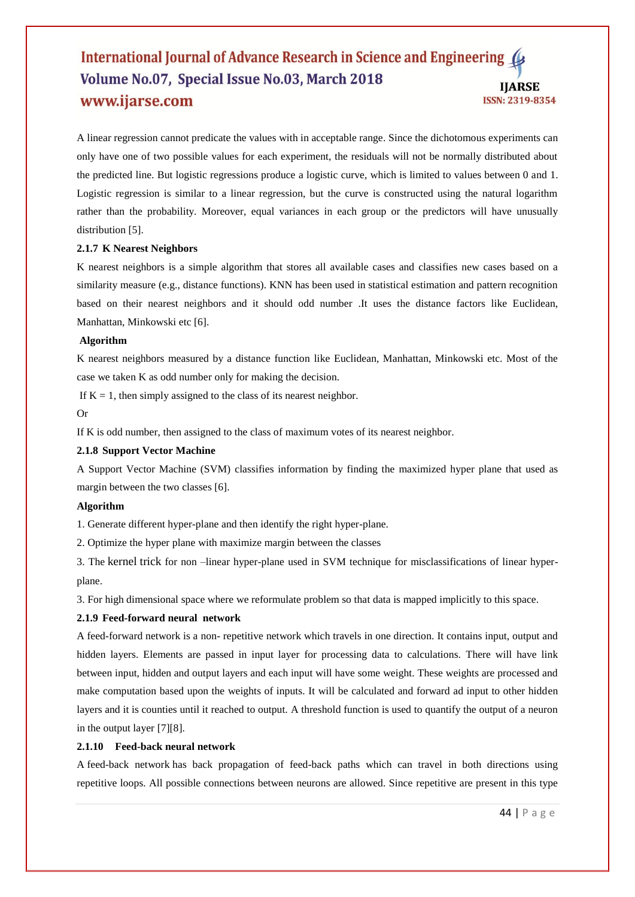A linear regression cannot predicate the values with in acceptable range. Since the dichotomous experiments can only have one of two possible values for each experiment, the residuals will not be normally distributed about the predicted line. But logistic regressions produce a logistic curve, which is limited to values between 0 and 1. Logistic regression is similar to a linear regression, but the curve is constructed using the natural logarithm rather than the probability. Moreover, equal variances in each group or the predictors will have unusually distribution [5].

### 2.1.7 K Nearest Neighbors

K nearest neighbors is a simple algorithm that stores all available cases and classifies new cases based on a similarity measure (e.g., distance functions). KNN has been used in statistical estimation and pattern recognition based on their nearest neighbors and it should odd number .It uses the distance factors like Euclidean, Manhattan, Minkowski etc [6].

**Algorithm**

K nearest neighbors measured by a distance function like Euclidean, Manhattan, Minkowski etc. Most of the case we taken K as odd number only for making the decision.

If K = 1, then simply assigned to the class of its nearest neighbor.

Or

If K is odd number, then assigned to the class of maximum votes of its nearest neighbor.

### 2.1.8 Support Vector Machine

A Support Vector Machine (SVM) classifies information by finding the maximized hyper plane that used as margin between the two classes [6].

**Algorithm**

1. Generate different hyper-plane and then identify the right hyper-plane.
2. Optimize the hyper plane with maximize margin between the classes
3. The kernel trick for non –linear hyper-plane used in SVM technique for misclassifications of linear hyper-plane.
3. For high dimensional space where we reformulate problem so that data is mapped implicitly to this space.

### 2.1.9 Feed-forward neural network

A feed-forward network is a non- repetitive network which travels in one direction. It contains input, output and hidden layers. Elements are passed in input layer for processing data to calculations. There will have link between input, hidden and output layers and each input will have some weight. These weights are processed and make computation based upon the weights of inputs. It will be calculated and forward ad input to other hidden layers and it is counties until it reached to output. A threshold function is used to quantify the output of a neuron in the output layer [7][8].

### 2.1.10 Feed-back neural network

A feed-back network has back propagation of feed-back paths which can travel in both directions using repetitive loops. All possible connections between neurons are allowed. Since repetitive are present in this type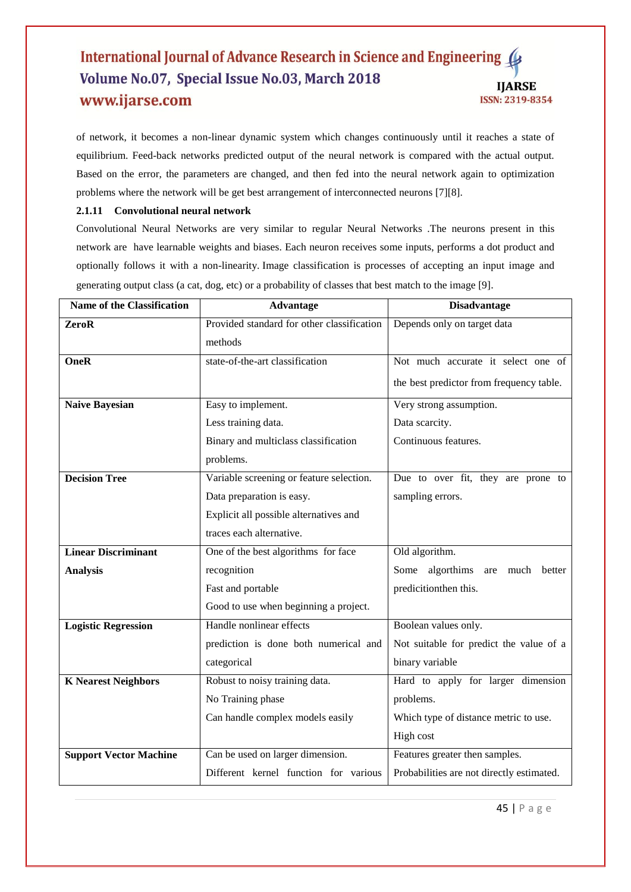of network, it becomes a non-linear dynamic system which changes continuously until it reaches a state of equilibrium. Feed-back networks predicted output of the neural network is compared with the actual output. Based on the error, the parameters are changed, and then fed into the neural network again to optimization problems where the network will be get best arrangement of interconnected neurons [7][8].

### 2.1.11 Convolutional neural network

Convolutional Neural Networks are very similar to regular Neural Networks .The neurons present in this network are have learnable weights and biases. Each neuron receives some inputs, performs a dot product and optionally follows it with a non-linearity. Image classification is processes of accepting an input image and generating output class (a cat, dog, etc) or a probability of classes that best match to the image [9].

| Name of the Classification | Advantage | Disadvantage |
|---|---|---|
| **ZeroR** | Provided standard for other classification methods | Depends only on target data |
| **OneR** | state-of-the-art classification | Not much accurate it select one of the best predictor from frequency table. |
| **Naive Bayesian** | Easy to implement.<br>Less training data.<br>Binary and multiclass classification problems. | Very strong assumption.<br>Data scarcity.<br>Continuous features. |
| **Decision Tree** | Variable screening or feature selection.<br>Data preparation is easy.<br>Explicit all possible alternatives and traces each alternative. | Due to over fit, they are prone to sampling errors. |
| **Linear Discriminant Analysis** | One of the best algorithms for face recognition<br>Fast and portable<br>Good to use when beginning a project. | Old algorithm.<br>Some algorthims are much better predicitionthen this. |
| **Logistic Regression** | Handle nonlinear effects<br>prediction is done both numerical and categorical | Boolean values only.<br>Not suitable for predict the value of a binary variable |
| **K Nearest Neighbors** | Robust to noisy training data.<br>No Training phase<br>Can handle complex models easily | Hard to apply for larger dimension problems.<br>Which type of distance metric to use.<br>High cost |
| **Support Vector Machine** | Can be used on larger dimension.<br>Different kernel function for various | Features greater then samples.<br>Probabilities are not directly estimated. |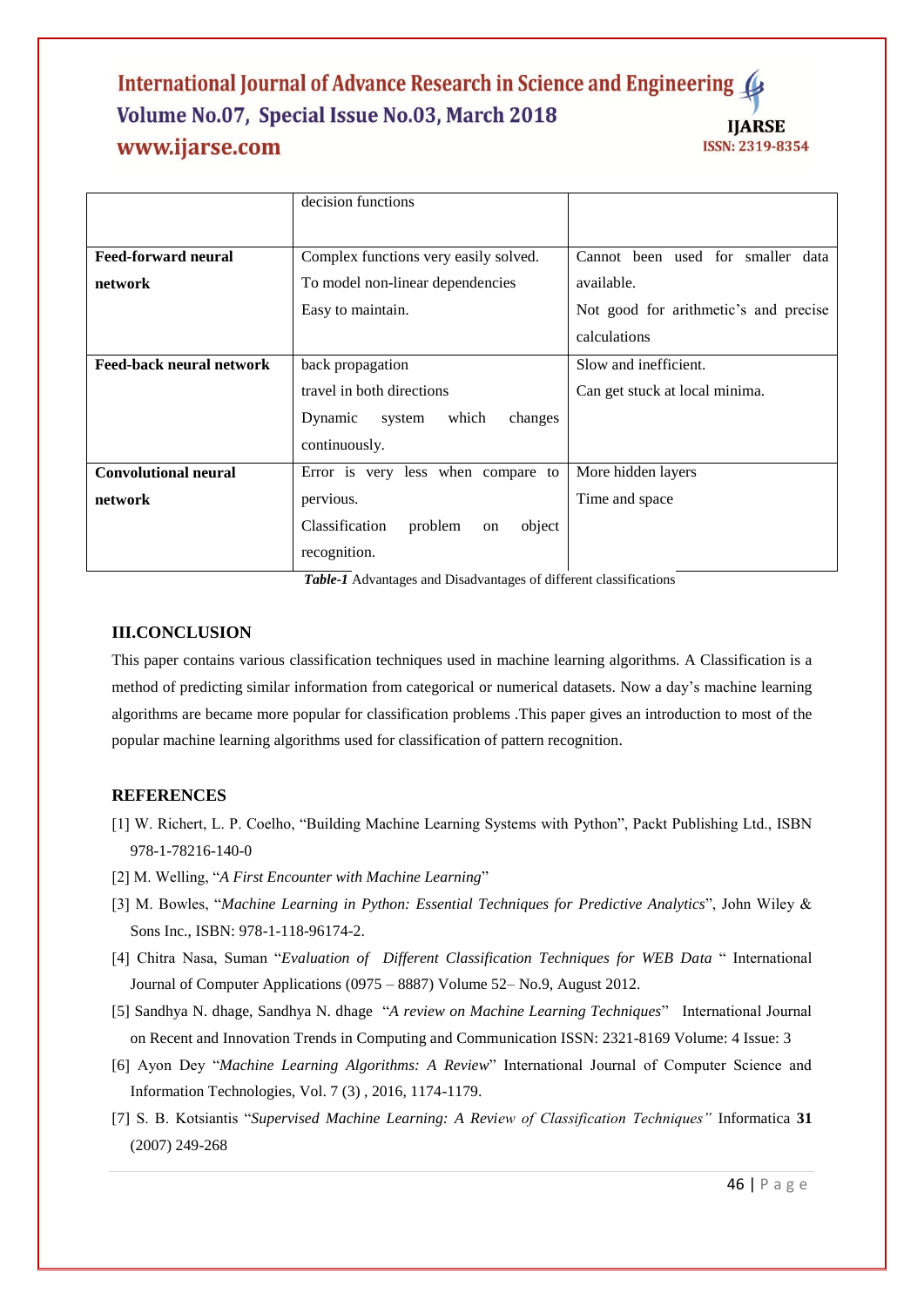|  |  |  |
|---|---|---|
|  | decision functions |  |
| **Feed-forward neural network** | Complex functions very easily solved.<br>To model non-linear dependencies<br>Easy to maintain. | Cannot been used for smaller data available.<br>Not good for arithmetic's and precise calculations |
| **Feed-back neural network** | back propagation<br>travel in both directions<br>Dynamic system which changes continuously. | Slow and inefficient.<br>Can get stuck at local minima. |
| **Convolutional neural network** | Error is very less when compare to pervious.<br>Classification problem on object recognition. | More hidden layers<br>Time and space |

***Table-1*** Advantages and Disadvantages of different classifications

## III.CONCLUSION

This paper contains various classification techniques used in machine learning algorithms. A Classification is a method of predicting similar information from categorical or numerical datasets. Now a day's machine learning algorithms are became more popular for classification problems .This paper gives an introduction to most of the popular machine learning algorithms used for classification of pattern recognition.

## REFERENCES

[1] W. Richert, L. P. Coelho, "Building Machine Learning Systems with Python", Packt Publishing Ltd., ISBN 978-1-78216-140-0

[2] M. Welling, "*A First Encounter with Machine Learning*"

[3] M. Bowles, "*Machine Learning in Python: Essential Techniques for Predictive Analytics*", John Wiley & Sons Inc., ISBN: 978-1-118-96174-2.

[4] Chitra Nasa, Suman "*Evaluation of Different Classification Techniques for WEB Data* " International Journal of Computer Applications (0975 – 8887) Volume 52– No.9, August 2012.

[5] Sandhya N. dhage, Sandhya N. dhage "*A review on Machine Learning Techniques*" International Journal on Recent and Innovation Trends in Computing and Communication ISSN: 2321-8169 Volume: 4 Issue: 3

[6] Ayon Dey "*Machine Learning Algorithms: A Review*" International Journal of Computer Science and Information Technologies, Vol. 7 (3) , 2016, 1174-1179.

[7] S. B. Kotsiantis "*Supervised Machine Learning: A Review of Classification Techniques"* Informatica **31** (2007) 249-268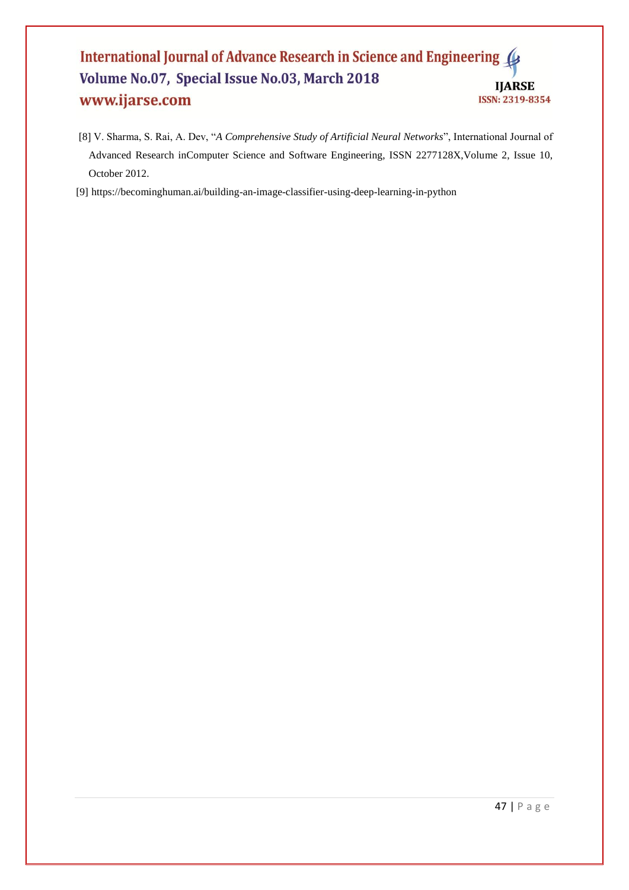[8] V. Sharma, S. Rai, A. Dev, "*A Comprehensive Study of Artificial Neural Networks*", International Journal of Advanced Research inComputer Science and Software Engineering, ISSN 2277128X,Volume 2, Issue 10, October 2012.

[9] https://becominghuman.ai/building-an-image-classifier-using-deep-learning-in-python